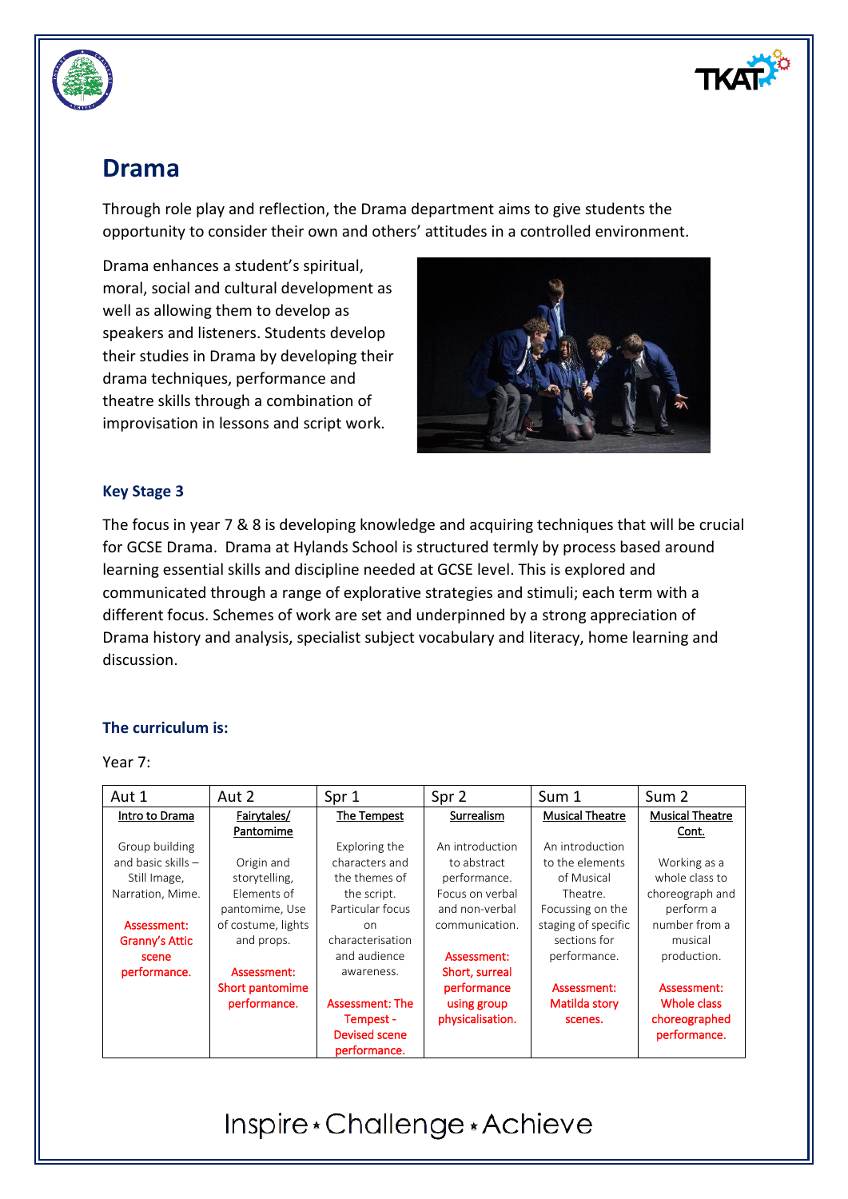# Drama

Through role play and reflection, the Drama department aims to give students the opportunity to consider their own and others' attitudes in a controlled environment.

Drama enhances a student's spiritual, moral, social and cultural development as well as allowing them to develop as speakers and listeners. Students develop their studies in Drama by developing their drama techniques, performance and theatre skills through a combination of improvisation in lessons and script work.

### Key Stage 3

The focus in year 7 & 8 is developing knowledge and acquiring techniques that will be crucial for GCSE Drama. Drama at Hylands School is structured termly by process based around learning essential skills and discipline needed at GCSE level. This is explored and communicated through a range of explorative strategies and stimuli; each term with a different focus. Schemes of work are set and underpinned by a strong appreciation of Drama history and analysis, specialist subject vocabulary and literacy, home learning and discussion.

### The curriculum is:

Year 7:

| Aut 1 | Aut 2 | Spr 1 | Spr 2 | Sum 1 | Sum 2 |
|---|---|---|---|---|---|
| Intro to Drama<br><br>Group building and basic skills – Still Image, storytelling, Narration, Mime.<br><br>Assessment: Granny's Attic scene performance. | Fairytales/ Pantomime<br><br>Origin and storytelling, Elements of pantomime, Use of costume, lights and props.<br><br>Assessment: Short pantomime performance. | The Tempest<br><br>Exploring the characters and the themes of the script. Particular focus on characterisation and audience awareness.<br><br>Assessment: The Tempest - Devised scene performance. | Surrealism<br><br>An introduction to abstract performance. Focus on verbal and non-verbal communication.<br><br>Assessment: Short, surreal performance using group physicalisation. | Musical Theatre<br><br>An introduction to the elements of Musical Theatre. Focussing on the staging of specific sections for performance.<br><br>Assessment: Matilda story scenes. | Musical Theatre Cont.<br><br>Working as a whole class to choreograph and perform a number from a musical production.<br><br>Assessment: Whole class choreographed performance. |

Inspire • Challenge • Achieve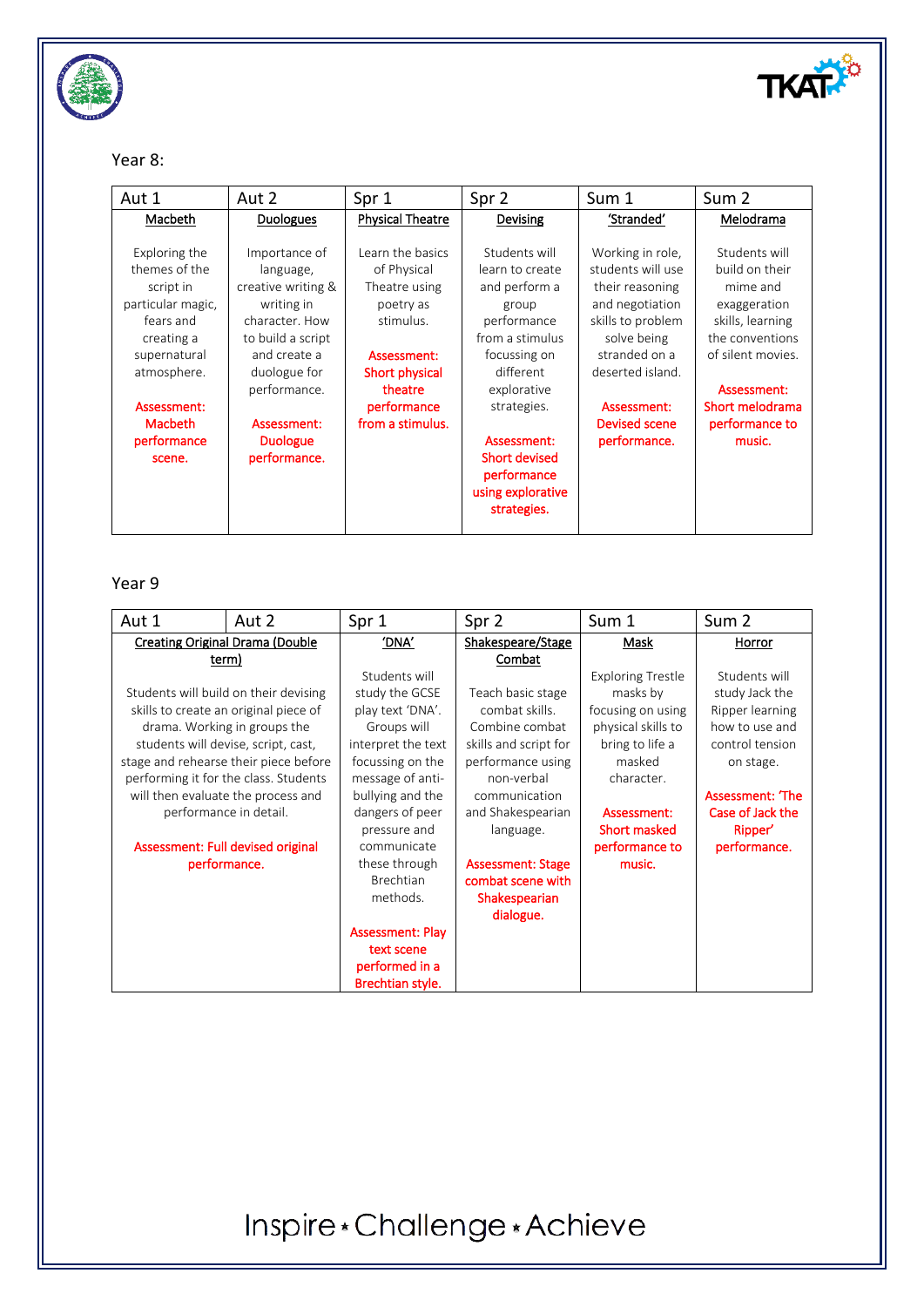Year 8:

| Aut 1 | Aut 2 | Spr 1 | Spr 2 | Sum 1 | Sum 2 |
|---|---|---|---|---|---|
| Macbeth<br><br>Exploring the themes of the script in particular magic, fears and creating a supernatural atmosphere.<br><br>Assessment: Macbeth performance scene. | Duologues<br><br>Importance of language, creative writing & writing in character. How to build a script and create a duologue for performance.<br><br>Assessment: Duologue performance. | Physical Theatre<br><br>Learn the basics of Physical Theatre using poetry as stimulus.<br><br>Assessment: Short physical theatre performance from a stimulus. | Devising<br><br>Students will learn to create and perform a group performance from a stimulus focussing on different explorative strategies.<br><br>Assessment: Short devised performance using explorative strategies. | 'Stranded'<br><br>Working in role, students will use their reasoning and negotiation skills to problem solve being stranded on a deserted island.<br><br>Assessment: Devised scene performance. | Melodrama<br><br>Students will build on their mime and exaggeration skills, learning the conventions of silent movies.<br><br>Assessment: Short melodrama performance to music. |

Year 9

| Aut 1 | Aut 2 | Spr 1 | Spr 2 | Sum 1 | Sum 2 |
|---|---|---|---|---|---|
| Creating Original Drama (Double term)<br><br>Students will build on their devising skills to create an original piece of drama. Working in groups the students will devise, script, cast, stage and rehearse their piece before performing it for the class. Students will then evaluate the process and performance in detail.<br><br>Assessment: Full devised original performance. | | 'DNA'<br><br>Students will study the GCSE play text 'DNA'. Groups will interpret the text focussing on the message of anti-bullying and the dangers of peer pressure and communicate these through Brechtian methods.<br><br>Assessment: Play text scene performed in a Brechtian style. | Shakespeare/Stage Combat<br><br>Teach basic stage combat skills. Combine combat skills and script for performance using non-verbal communication and Shakespearian language.<br><br>Assessment: Stage combat scene with Shakespearian dialogue. | Mask<br><br>Exploring Trestle masks by focusing on using physical skills to bring to life a masked character.<br><br>Assessment: Short masked performance to music. | Horror<br><br>Students will study Jack the Ripper learning how to use and control tension on stage.<br><br>Assessment: 'The Case of Jack the Ripper' performance. |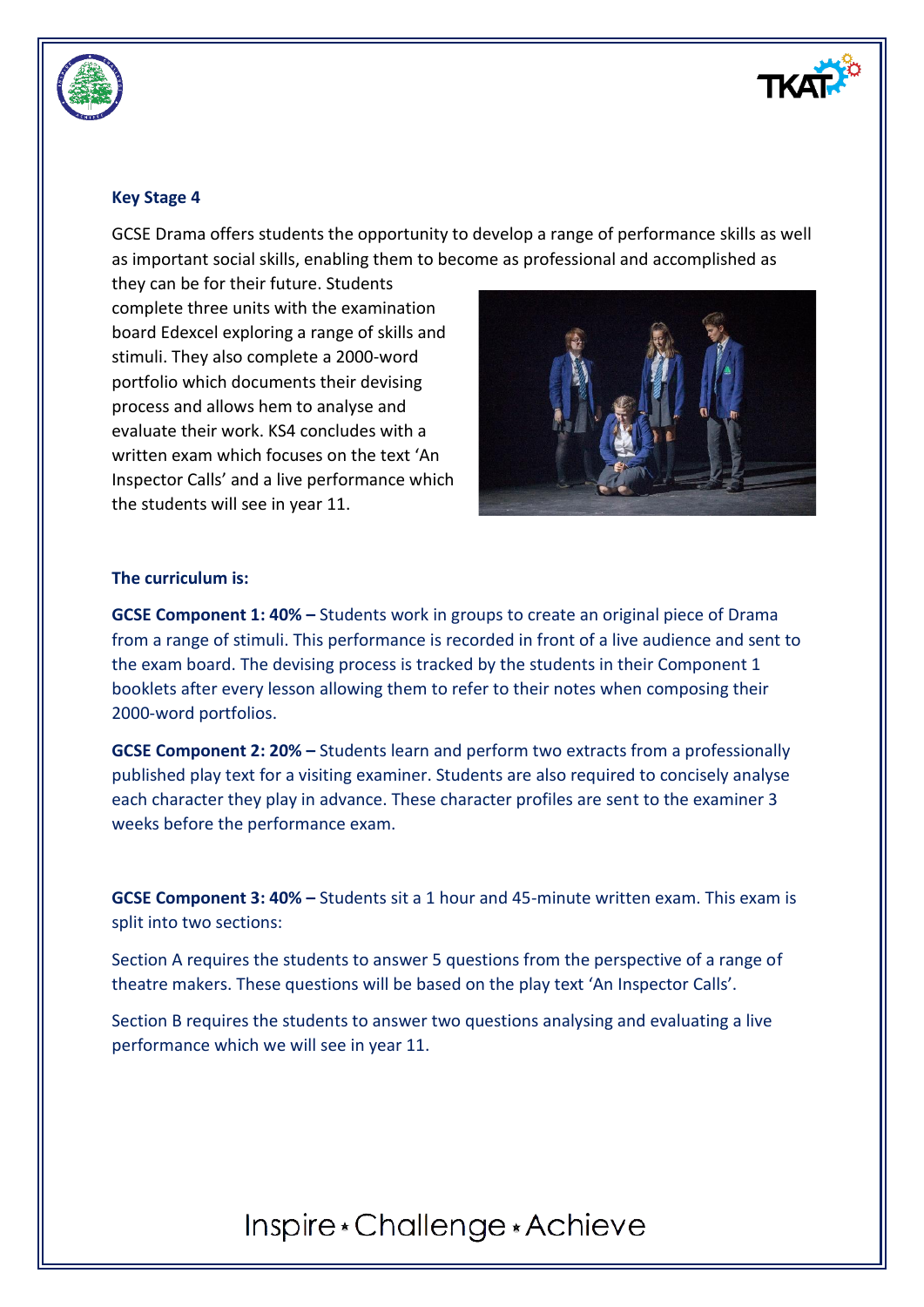## Key Stage 4

GCSE Drama offers students the opportunity to develop a range of performance skills as well as important social skills, enabling them to become as professional and accomplished as they can be for their future. Students complete three units with the examination board Edexcel exploring a range of skills and stimuli. They also complete a 2000-word portfolio which documents their devising process and allows hem to analyse and evaluate their work. KS4 concludes with a written exam which focuses on the text 'An Inspector Calls' and a live performance which the students will see in year 11.

### The curriculum is:

**GCSE Component 1: 40% –** Students work in groups to create an original piece of Drama from a range of stimuli. This performance is recorded in front of a live audience and sent to the exam board. The devising process is tracked by the students in their Component 1 booklets after every lesson allowing them to refer to their notes when composing their 2000-word portfolios.

**GCSE Component 2: 20% –** Students learn and perform two extracts from a professionally published play text for a visiting examiner. Students are also required to concisely analyse each character they play in advance. These character profiles are sent to the examiner 3 weeks before the performance exam.

**GCSE Component 3: 40% –** Students sit a 1 hour and 45-minute written exam. This exam is split into two sections:

Section A requires the students to answer 5 questions from the perspective of a range of theatre makers. These questions will be based on the play text 'An Inspector Calls'.

Section B requires the students to answer two questions analysing and evaluating a live performance which we will see in year 11.